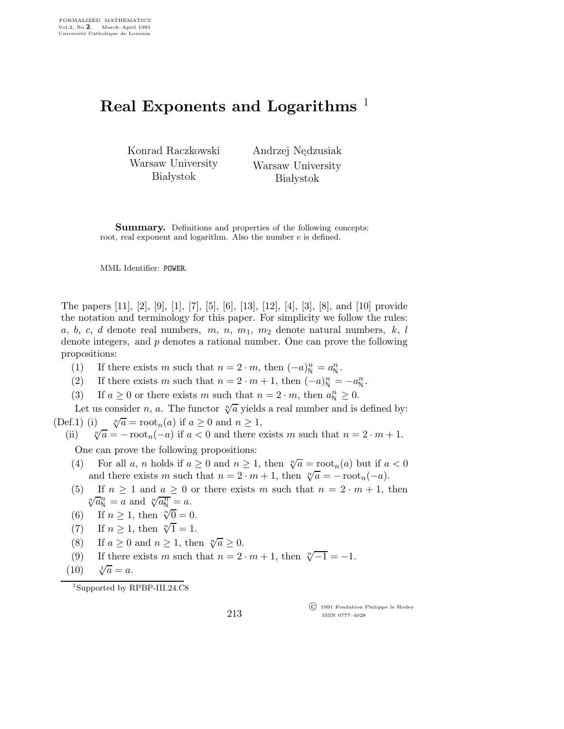# Real Exponents and Logarithms [1]

Konrad Raczkowski
Warsaw University
Białystok

Andrzej Nędzusiak
Warsaw University
Białystok

**Summary.** Definitions and properties of the following concepts: root, real exponent and logarithm. Also the number $e$ is defined.

MML Identifier: POWER.

The papers [11], [2], [9], [1], [7], [5], [6], [13], [12], [4], [3], [8], and [10] provide the notation and terminology for this paper. For simplicity we follow the rules: $a$, $b$, $c$, $d$ denote real numbers, $m$, $n$, $m_1$, $m_2$ denote natural numbers, $k$, $l$ denote integers, and $p$ denotes a rational number. One can prove the following propositions:

(1) If there exists $m$ such that $n = 2 \cdot m$, then $(-a)^n_{\mathbb{N}} = a^n_{\mathbb{N}}$.

(2) If there exists $m$ such that $n = 2 \cdot m + 1$, then $(-a)^n_{\mathbb{N}} = -a^n_{\mathbb{N}}$.

(3) If $a \geq 0$ or there exists $m$ such that $n = 2 \cdot m$, then $a^n_{\mathbb{N}} \geq 0$.

Let us consider $n$, $a$. The functor $\sqrt[n]{a}$ yields a real number and is defined by:

(Def.1) (i) $\sqrt[n]{a} = \mathrm{root}_n(a)$ if $a \geq 0$ and $n \geq 1$,

(ii) $\sqrt[n]{a} = -\mathrm{root}_n(-a)$ if $a < 0$ and there exists $m$ such that $n = 2 \cdot m + 1$.

One can prove the following propositions:

(4) For all $a$, $n$ holds if $a \geq 0$ and $n \geq 1$, then $\sqrt[n]{a} = \mathrm{root}_n(a)$ but if $a < 0$ and there exists $m$ such that $n = 2 \cdot m + 1$, then $\sqrt[n]{a} = -\mathrm{root}_n(-a)$.

(5) If $n \geq 1$ and $a \geq 0$ or there exists $m$ such that $n = 2 \cdot m + 1$, then $\sqrt[n]{a}^n_{\mathbb{N}} = a$ and $\sqrt[n]{a^n_{\mathbb{N}}} = a$.

(6) If $n \geq 1$, then $\sqrt[n]{0} = 0$.

(7) If $n \geq 1$, then $\sqrt[n]{1} = 1$.

(8) If $a \geq 0$ and $n \geq 1$, then $\sqrt[n]{a} \geq 0$.

(9) If there exists $m$ such that $n = 2 \cdot m + 1$, then $\sqrt[n]{-1} = -1$.

(10) $\sqrt[1]{a} = a$.

[1] Supported by RPBP-III.24.C8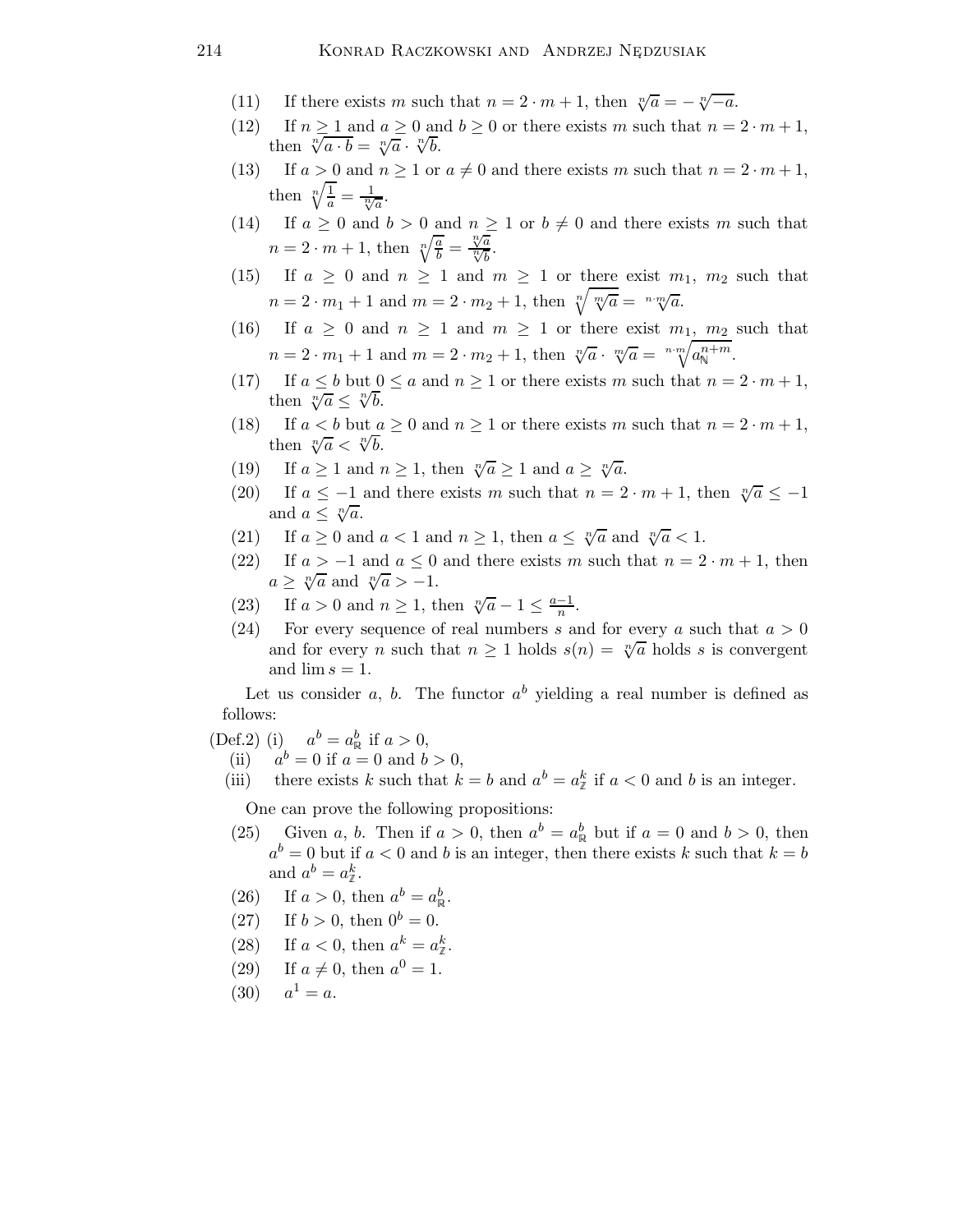(11) If there exists $m$ such that $n = 2 \cdot m + 1$, then $\sqrt[n]{a} = -\sqrt[n]{-a}$.

(12) If $n \geq 1$ and $a \geq 0$ and $b \geq 0$ or there exists $m$ such that $n = 2 \cdot m + 1$, then $\sqrt[n]{a \cdot b} = \sqrt[n]{a} \cdot \sqrt[n]{b}$.

(13) If $a > 0$ and $n \geq 1$ or $a \neq 0$ and there exists $m$ such that $n = 2 \cdot m + 1$, then $\sqrt[n]{\frac{1}{a}} = \frac{1}{\sqrt[n]{a}}$.

(14) If $a \geq 0$ and $b > 0$ and $n \geq 1$ or $b \neq 0$ and there exists $m$ such that $n = 2 \cdot m + 1$, then $\sqrt[n]{\frac{a}{b}} = \frac{\sqrt[n]{a}}{\sqrt[n]{b}}$.

(15) If $a \geq 0$ and $n \geq 1$ and $m \geq 1$ or there exist $m_1$, $m_2$ such that $n = 2 \cdot m_1 + 1$ and $m = 2 \cdot m_2 + 1$, then $\sqrt[n]{\sqrt[m]{a}} = \sqrt[n \cdot m]{a}$.

(16) If $a \geq 0$ and $n \geq 1$ and $m \geq 1$ or there exist $m_1$, $m_2$ such that $n = 2 \cdot m_1 + 1$ and $m = 2 \cdot m_2 + 1$, then $\sqrt[n]{a} \cdot \sqrt[m]{a} = \sqrt[n \cdot m]{a_{\mathbb{N}}^{n+m}}$.

(17) If $a \leq b$ but $0 \leq a$ and $n \geq 1$ or there exists $m$ such that $n = 2 \cdot m + 1$, then $\sqrt[n]{a} \leq \sqrt[n]{b}$.

(18) If $a < b$ but $a \geq 0$ and $n \geq 1$ or there exists $m$ such that $n = 2 \cdot m + 1$, then $\sqrt[n]{a} < \sqrt[n]{b}$.

(19) If $a \geq 1$ and $n \geq 1$, then $\sqrt[n]{a} \geq 1$ and $a \geq \sqrt[n]{a}$.

(20) If $a \leq -1$ and there exists $m$ such that $n = 2 \cdot m + 1$, then $\sqrt[n]{a} \leq -1$ and $a \leq \sqrt[n]{a}$.

(21) If $a \geq 0$ and $a < 1$ and $n \geq 1$, then $a \leq \sqrt[n]{a}$ and $\sqrt[n]{a} < 1$.

(22) If $a > -1$ and $a \leq 0$ and there exists $m$ such that $n = 2 \cdot m + 1$, then $a \geq \sqrt[n]{a}$ and $\sqrt[n]{a} > -1$.

(23) If $a > 0$ and $n \geq 1$, then $\sqrt[n]{a} - 1 \leq \frac{a-1}{n}$.

(24) For every sequence of real numbers $s$ and for every $a$ such that $a > 0$ and for every $n$ such that $n \geq 1$ holds $s(n) = \sqrt[n]{a}$ holds $s$ is convergent and $\lim s = 1$.

Let us consider $a$, $b$. The functor $a^b$ yielding a real number is defined as follows:

(Def.2) (i) $a^b = a_{\mathbb{R}}^b$ if $a > 0$,

(ii) $a^b = 0$ if $a = 0$ and $b > 0$,

(iii) there exists $k$ such that $k = b$ and $a^b = a_{\mathbb{Z}}^k$ if $a < 0$ and $b$ is an integer.

One can prove the following propositions:

(25) Given $a$, $b$. Then if $a > 0$, then $a^b = a_{\mathbb{R}}^b$ but if $a = 0$ and $b > 0$, then $a^b = 0$ but if $a < 0$ and $b$ is an integer, then there exists $k$ such that $k = b$ and $a^b = a_{\mathbb{Z}}^k$.

(26) If $a > 0$, then $a^b = a_{\mathbb{R}}^b$.

(27) If $b > 0$, then $0^b = 0$.

(28) If $a < 0$, then $a^k = a_{\mathbb{Z}}^k$.

(29) If $a \neq 0$, then $a^0 = 1$.

(30) $a^1 = a$.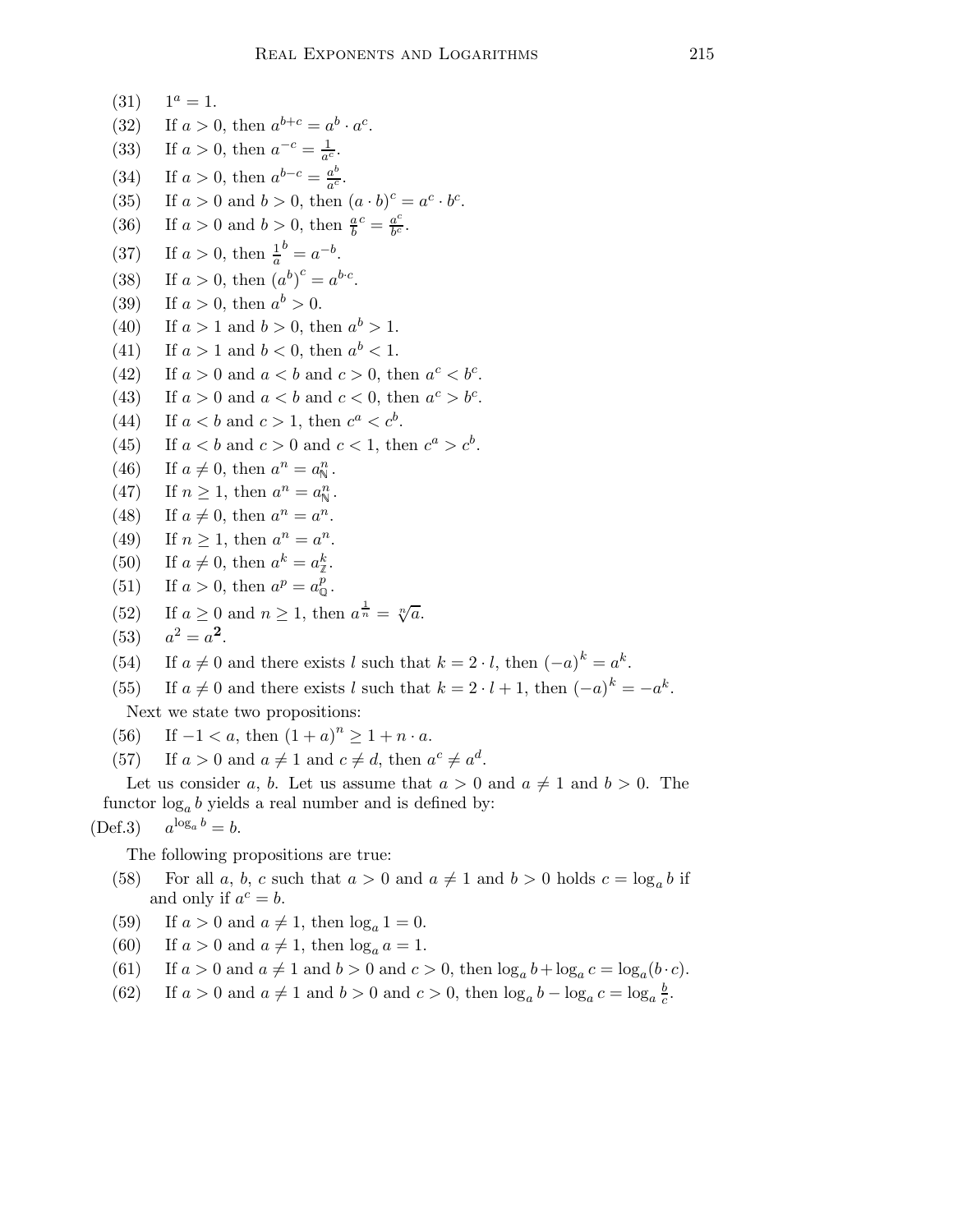(31) $1^a = 1$.

(32) If $a > 0$, then $a^{b+c} = a^b \cdot a^c$.

(33) If $a > 0$, then $a^{-c} = \frac{1}{a^c}$.

(34) If $a > 0$, then $a^{b-c} = \frac{a^b}{a^c}$.

(35) If $a > 0$ and $b > 0$, then $(a \cdot b)^c = a^c \cdot b^c$.

(36) If $a > 0$ and $b > 0$, then $\frac{a}{b}^c = \frac{a^c}{b^c}$.

(37) If $a > 0$, then $\frac{1}{a}^b = a^{-b}$.

(38) If $a > 0$, then $(a^b)^c = a^{b \cdot c}$.

(39) If $a > 0$, then $a^b > 0$.

(40) If $a > 1$ and $b > 0$, then $a^b > 1$.

(41) If $a > 1$ and $b < 0$, then $a^b < 1$.

(42) If $a > 0$ and $a < b$ and $c > 0$, then $a^c < b^c$.

(43) If $a > 0$ and $a < b$ and $c < 0$, then $a^c > b^c$.

(44) If $a < b$ and $c > 1$, then $c^a < c^b$.

(45) If $a < b$ and $c > 0$ and $c < 1$, then $c^a > c^b$.

(46) If $a \neq 0$, then $a^n = a^n_{\mathbb{N}}$.

(47) If $n \geq 1$, then $a^n = a^n_{\mathbb{N}}$.

(48) If $a \neq 0$, then $a^n = a^n$.

(49) If $n \geq 1$, then $a^n = a^n$.

(50) If $a \neq 0$, then $a^k = a^k_{\mathbb{Z}}$.

(51) If $a > 0$, then $a^p = a^p_{\mathbb{Q}}$.

(52) If $a \geq 0$ and $n \geq 1$, then $a^{\frac{1}{n}} = \sqrt[n]{a}$.

(53) $a^2 = a^{\mathbf{2}}$.

(54) If $a \neq 0$ and there exists $l$ such that $k = 2 \cdot l$, then $(-a)^k = a^k$.

(55) If $a \neq 0$ and there exists $l$ such that $k = 2 \cdot l + 1$, then $(-a)^k = -a^k$.

Next we state two propositions:

(56) If $-1 < a$, then $(1 + a)^n \geq 1 + n \cdot a$.

(57) If $a > 0$ and $a \neq 1$ and $c \neq d$, then $a^c \neq a^d$.

Let us consider $a$, $b$. Let us assume that $a > 0$ and $a \neq 1$ and $b > 0$. The functor $\log_a b$ yields a real number and is defined by:

(Def.3) $a^{\log_a b} = b$.

The following propositions are true:

(58) For all $a$, $b$, $c$ such that $a > 0$ and $a \neq 1$ and $b > 0$ holds $c = \log_a b$ if and only if $a^c = b$.

(59) If $a > 0$ and $a \neq 1$, then $\log_a 1 = 0$.

(60) If $a > 0$ and $a \neq 1$, then $\log_a a = 1$.

(61) If $a > 0$ and $a \neq 1$ and $b > 0$ and $c > 0$, then $\log_a b + \log_a c = \log_a (b \cdot c)$.

(62) If $a > 0$ and $a \neq 1$ and $b > 0$ and $c > 0$, then $\log_a b - \log_a c = \log_a \frac{b}{c}$.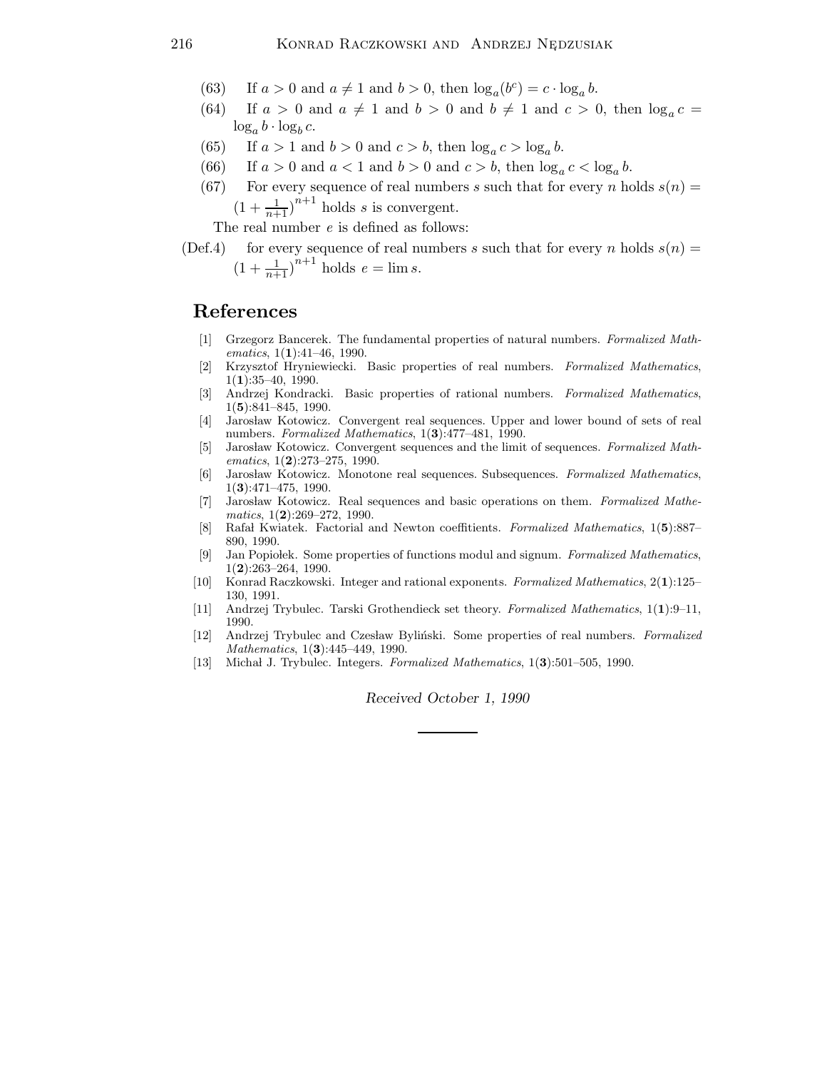(63) If $a > 0$ and $a \neq 1$ and $b > 0$, then $\log_a(b^c) = c \cdot \log_a b$.

(64) If $a > 0$ and $a \neq 1$ and $b > 0$ and $b \neq 1$ and $c > 0$, then $\log_a c = \log_a b \cdot \log_b c$.

(65) If $a > 1$ and $b > 0$ and $c > b$, then $\log_a c > \log_a b$.

(66) If $a > 0$ and $a < 1$ and $b > 0$ and $c > b$, then $\log_a c < \log_a b$.

(67) For every sequence of real numbers $s$ such that for every $n$ holds $s(n) = (1 + \frac{1}{n+1})^{n+1}$ holds $s$ is convergent.

The real number $e$ is defined as follows:

(Def.4) for every sequence of real numbers $s$ such that for every $n$ holds $s(n) = (1 + \frac{1}{n+1})^{n+1}$ holds $e = \lim s$.

## References

[1] Grzegorz Bancerek. The fundamental properties of natural numbers. *Formalized Mathematics*, 1(**1**):41–46, 1990.

[2] Krzysztof Hryniewiecki. Basic properties of real numbers. *Formalized Mathematics*, 1(**1**):35–40, 1990.

[3] Andrzej Kondracki. Basic properties of rational numbers. *Formalized Mathematics*, 1(**5**):841–845, 1990.

[4] Jarosław Kotowicz. Convergent real sequences. Upper and lower bound of sets of real numbers. *Formalized Mathematics*, 1(**3**):477–481, 1990.

[5] Jarosław Kotowicz. Convergent sequences and the limit of sequences. *Formalized Mathematics*, 1(**2**):273–275, 1990.

[6] Jarosław Kotowicz. Monotone real sequences. Subsequences. *Formalized Mathematics*, 1(**3**):471–475, 1990.

[7] Jarosław Kotowicz. Real sequences and basic operations on them. *Formalized Mathematics*, 1(**2**):269–272, 1990.

[8] Rafał Kwiatek. Factorial and Newton coeffitients. *Formalized Mathematics*, 1(**5**):887–890, 1990.

[9] Jan Popiołek. Some properties of functions modul and signum. *Formalized Mathematics*, 1(**2**):263–264, 1990.

[10] Konrad Raczkowski. Integer and rational exponents. *Formalized Mathematics*, 2(**1**):125–130, 1991.

[11] Andrzej Trybulec. Tarski Grothendieck set theory. *Formalized Mathematics*, 1(**1**):9–11, 1990.

[12] Andrzej Trybulec and Czesław Byliński. Some properties of real numbers. *Formalized Mathematics*, 1(**3**):445–449, 1990.

[13] Michał J. Trybulec. Integers. *Formalized Mathematics*, 1(**3**):501–505, 1990.

*Received October 1, 1990*